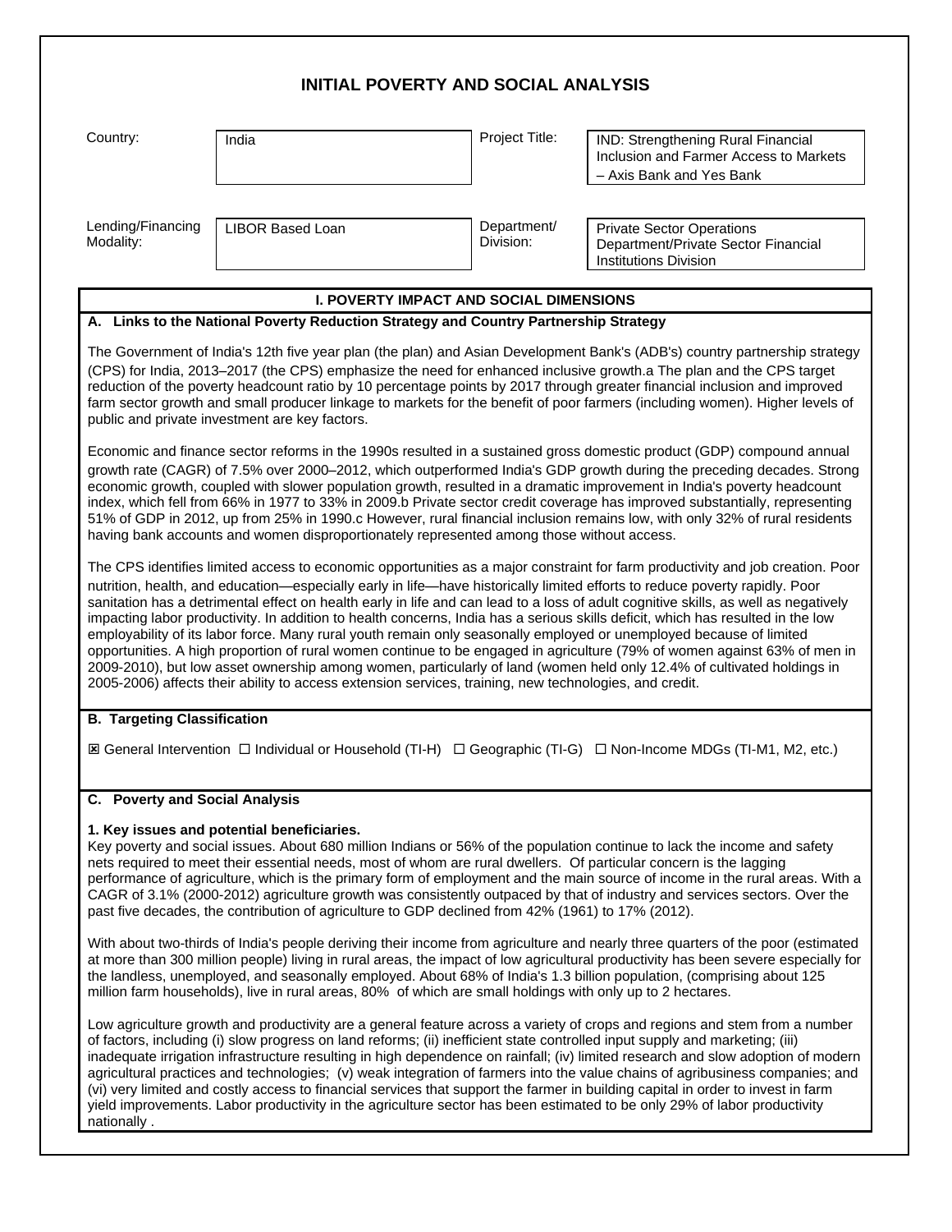# INITIAL POVERTY AND SOCIAL ANALYSIS

| Country: | India | Project Title: | IND: Strengthening Rural Financial Inclusion and Farmer Access to Markets – Axis Bank and Yes Bank |
|---|---|---|---|
| Lending/Financing Modality: | LIBOR Based Loan | Department/ Division: | Private Sector Operations Department/Private Sector Financial Institutions Division |

## I. POVERTY IMPACT AND SOCIAL DIMENSIONS

### A. Links to the National Poverty Reduction Strategy and Country Partnership Strategy

The Government of India's 12th five year plan (the plan) and Asian Development Bank's (ADB's) country partnership strategy (CPS) for India, 2013–2017 (the CPS) emphasize the need for enhanced inclusive growth.a The plan and the CPS target reduction of the poverty headcount ratio by 10 percentage points by 2017 through greater financial inclusion and improved farm sector growth and small producer linkage to markets for the benefit of poor farmers (including women). Higher levels of public and private investment are key factors.

Economic and finance sector reforms in the 1990s resulted in a sustained gross domestic product (GDP) compound annual growth rate (CAGR) of 7.5% over 2000–2012, which outperformed India's GDP growth during the preceding decades. Strong economic growth, coupled with slower population growth, resulted in a dramatic improvement in India's poverty headcount index, which fell from 66% in 1977 to 33% in 2009.b Private sector credit coverage has improved substantially, representing 51% of GDP in 2012, up from 25% in 1990.c However, rural financial inclusion remains low, with only 32% of rural residents having bank accounts and women disproportionately represented among those without access.

The CPS identifies limited access to economic opportunities as a major constraint for farm productivity and job creation. Poor nutrition, health, and education—especially early in life—have historically limited efforts to reduce poverty rapidly. Poor sanitation has a detrimental effect on health early in life and can lead to a loss of adult cognitive skills, as well as negatively impacting labor productivity. In addition to health concerns, India has a serious skills deficit, which has resulted in the low employability of its labor force. Many rural youth remain only seasonally employed or unemployed because of limited opportunities. A high proportion of rural women continue to be engaged in agriculture (79% of women against 63% of men in 2009-2010), but low asset ownership among women, particularly of land (women held only 12.4% of cultivated holdings in 2005-2006) affects their ability to access extension services, training, new technologies, and credit.

### B. Targeting Classification

☒ General Intervention ☐ Individual or Household (TI-H) ☐ Geographic (TI-G) ☐ Non-Income MDGs (TI-M1, M2, etc.)

### C. Poverty and Social Analysis

**1. Key issues and potential beneficiaries.**

Key poverty and social issues. About 680 million Indians or 56% of the population continue to lack the income and safety nets required to meet their essential needs, most of whom are rural dwellers. Of particular concern is the lagging performance of agriculture, which is the primary form of employment and the main source of income in the rural areas. With a CAGR of 3.1% (2000-2012) agriculture growth was consistently outpaced by that of industry and services sectors. Over the past five decades, the contribution of agriculture to GDP declined from 42% (1961) to 17% (2012).

With about two-thirds of India's people deriving their income from agriculture and nearly three quarters of the poor (estimated at more than 300 million people) living in rural areas, the impact of low agricultural productivity has been severe especially for the landless, unemployed, and seasonally employed. About 68% of India's 1.3 billion population, (comprising about 125 million farm households), live in rural areas, 80% of which are small holdings with only up to 2 hectares.

Low agriculture growth and productivity are a general feature across a variety of crops and regions and stem from a number of factors, including (i) slow progress on land reforms; (ii) inefficient state controlled input supply and marketing; (iii) inadequate irrigation infrastructure resulting in high dependence on rainfall; (iv) limited research and slow adoption of modern agricultural practices and technologies; (v) weak integration of farmers into the value chains of agribusiness companies; and (vi) very limited and costly access to financial services that support the farmer in building capital in order to invest in farm yield improvements. Labor productivity in the agriculture sector has been estimated to be only 29% of labor productivity nationally .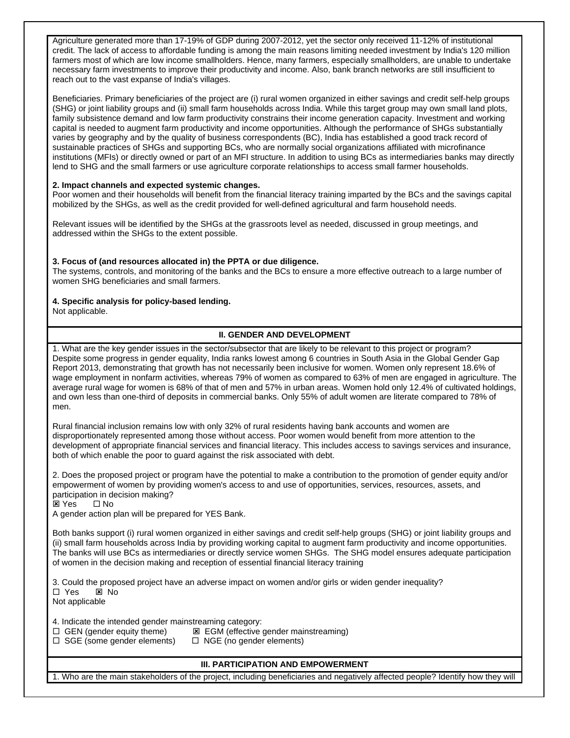Agriculture generated more than 17-19% of GDP during 2007-2012, yet the sector only received 11-12% of institutional credit. The lack of access to affordable funding is among the main reasons limiting needed investment by India's 120 million farmers most of which are low income smallholders. Hence, many farmers, especially smallholders, are unable to undertake necessary farm investments to improve their productivity and income. Also, bank branch networks are still insufficient to reach out to the vast expanse of India's villages.

Beneficiaries. Primary beneficiaries of the project are (i) rural women organized in either savings and credit self-help groups (SHG) or joint liability groups and (ii) small farm households across India. While this target group may own small land plots, family subsistence demand and low farm productivity constrains their income generation capacity. Investment and working capital is needed to augment farm productivity and income opportunities. Although the performance of SHGs substantially varies by geography and by the quality of business correspondents (BC), India has established a good track record of sustainable practices of SHGs and supporting BCs, who are normally social organizations affiliated with microfinance institutions (MFIs) or directly owned or part of an MFI structure. In addition to using BCs as intermediaries banks may directly lend to SHG and the small farmers or use agriculture corporate relationships to access small farmer households.

**2. Impact channels and expected systemic changes.**
Poor women and their households will benefit from the financial literacy training imparted by the BCs and the savings capital mobilized by the SHGs, as well as the credit provided for well-defined agricultural and farm household needs.

Relevant issues will be identified by the SHGs at the grassroots level as needed, discussed in group meetings, and addressed within the SHGs to the extent possible.

**3. Focus of (and resources allocated in) the PPTA or due diligence.**
The systems, controls, and monitoring of the banks and the BCs to ensure a more effective outreach to a large number of women SHG beneficiaries and small farmers.

**4. Specific analysis for policy-based lending.**
Not applicable.

## II. GENDER AND DEVELOPMENT

1. What are the key gender issues in the sector/subsector that are likely to be relevant to this project or program?
Despite some progress in gender equality, India ranks lowest among 6 countries in South Asia in the Global Gender Gap Report 2013, demonstrating that growth has not necessarily been inclusive for women. Women only represent 18.6% of wage employment in nonfarm activities, whereas 79% of women as compared to 63% of men are engaged in agriculture. The average rural wage for women is 68% of that of men and 57% in urban areas. Women hold only 12.4% of cultivated holdings, and own less than one-third of deposits in commercial banks. Only 55% of adult women are literate compared to 78% of men.

Rural financial inclusion remains low with only 32% of rural residents having bank accounts and women are disproportionately represented among those without access. Poor women would benefit from more attention to the development of appropriate financial services and financial literacy. This includes access to savings services and insurance, both of which enable the poor to guard against the risk associated with debt.

2. Does the proposed project or program have the potential to make a contribution to the promotion of gender equity and/or empowerment of women by providing women's access to and use of opportunities, services, resources, assets, and participation in decision making?
☒ Yes ☐ No
A gender action plan will be prepared for YES Bank.

Both banks support (i) rural women organized in either savings and credit self-help groups (SHG) or joint liability groups and (ii) small farm households across India by providing working capital to augment farm productivity and income opportunities. The banks will use BCs as intermediaries or directly service women SHGs. The SHG model ensures adequate participation of women in the decision making and reception of essential financial literacy training

3. Could the proposed project have an adverse impact on women and/or girls or widen gender inequality?
☐ Yes ☒ No
Not applicable

4. Indicate the intended gender mainstreaming category:
☐ GEN (gender equity theme) ☒ EGM (effective gender mainstreaming)
☐ SGE (some gender elements) ☐ NGE (no gender elements)

## III. PARTICIPATION AND EMPOWERMENT

1. Who are the main stakeholders of the project, including beneficiaries and negatively affected people? Identify how they will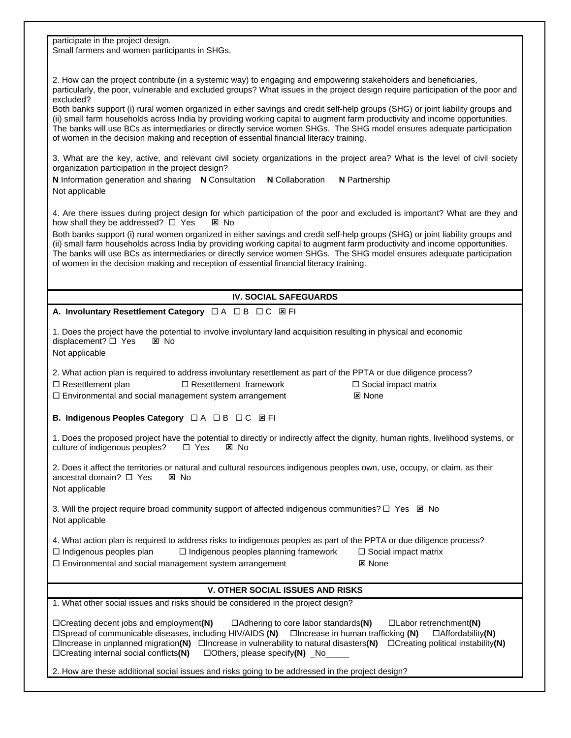participate in the project design.
Small farmers and women participants in SHGs.

2. How can the project contribute (in a systemic way) to engaging and empowering stakeholders and beneficiaries, particularly, the poor, vulnerable and excluded groups? What issues in the project design require participation of the poor and excluded?
Both banks support (i) rural women organized in either savings and credit self-help groups (SHG) or joint liability groups and (ii) small farm households across India by providing working capital to augment farm productivity and income opportunities. The banks will use BCs as intermediaries or directly service women SHGs. The SHG model ensures adequate participation of women in the decision making and reception of essential financial literacy training.

3. What are the key, active, and relevant civil society organizations in the project area? What is the level of civil society organization participation in the project design?
**N** Information generation and sharing **N** Consultation **N** Collaboration **N** Partnership
Not applicable

4. Are there issues during project design for which participation of the poor and excluded is important? What are they and how shall they be addressed? ☐ Yes ☒ No
Both banks support (i) rural women organized in either savings and credit self-help groups (SHG) or joint liability groups and (ii) small farm households across India by providing working capital to augment farm productivity and income opportunities. The banks will use BCs as intermediaries or directly service women SHGs. The SHG model ensures adequate participation of women in the decision making and reception of essential financial literacy training.

## IV. SOCIAL SAFEGUARDS

**A. Involuntary Resettlement Category** ☐ A ☐ B ☐ C ☒ FI

1. Does the project have the potential to involve involuntary land acquisition resulting in physical and economic displacement? ☐ Yes ☒ No
Not applicable

2. What action plan is required to address involuntary resettlement as part of the PPTA or due diligence process?
☐ Resettlement plan ☐ Resettlement framework ☐ Social impact matrix
☐ Environmental and social management system arrangement ☒ None

**B. Indigenous Peoples Category** ☐ A ☐ B ☐ C ☒ FI

1. Does the proposed project have the potential to directly or indirectly affect the dignity, human rights, livelihood systems, or culture of indigenous peoples? ☐ Yes ☒ No

2. Does it affect the territories or natural and cultural resources indigenous peoples own, use, occupy, or claim, as their ancestral domain? ☐ Yes ☒ No
Not applicable

3. Will the project require broad community support of affected indigenous communities? ☐ Yes ☒ No
Not applicable

4. What action plan is required to address risks to indigenous peoples as part of the PPTA or due diligence process?
☐ Indigenous peoples plan ☐ Indigenous peoples planning framework ☐ Social impact matrix
☐ Environmental and social management system arrangement ☒ None

## V. OTHER SOCIAL ISSUES AND RISKS

1. What other social issues and risks should be considered in the project design?

☐Creating decent jobs and employment**(N)** ☐Adhering to core labor standards**(N)** ☐Labor retrenchment**(N)**
☐Spread of communicable diseases, including HIV/AIDS **(N)** ☐Increase in human trafficking **(N)** ☐Affordability**(N)**
☐Increase in unplanned migration**(N)** ☐Increase in vulnerability to natural disasters**(N)** ☐Creating political instability**(N)**
☐Creating internal social conflicts**(N)** ☐Others, please specify**(N)** No

2. How are these additional social issues and risks going to be addressed in the project design?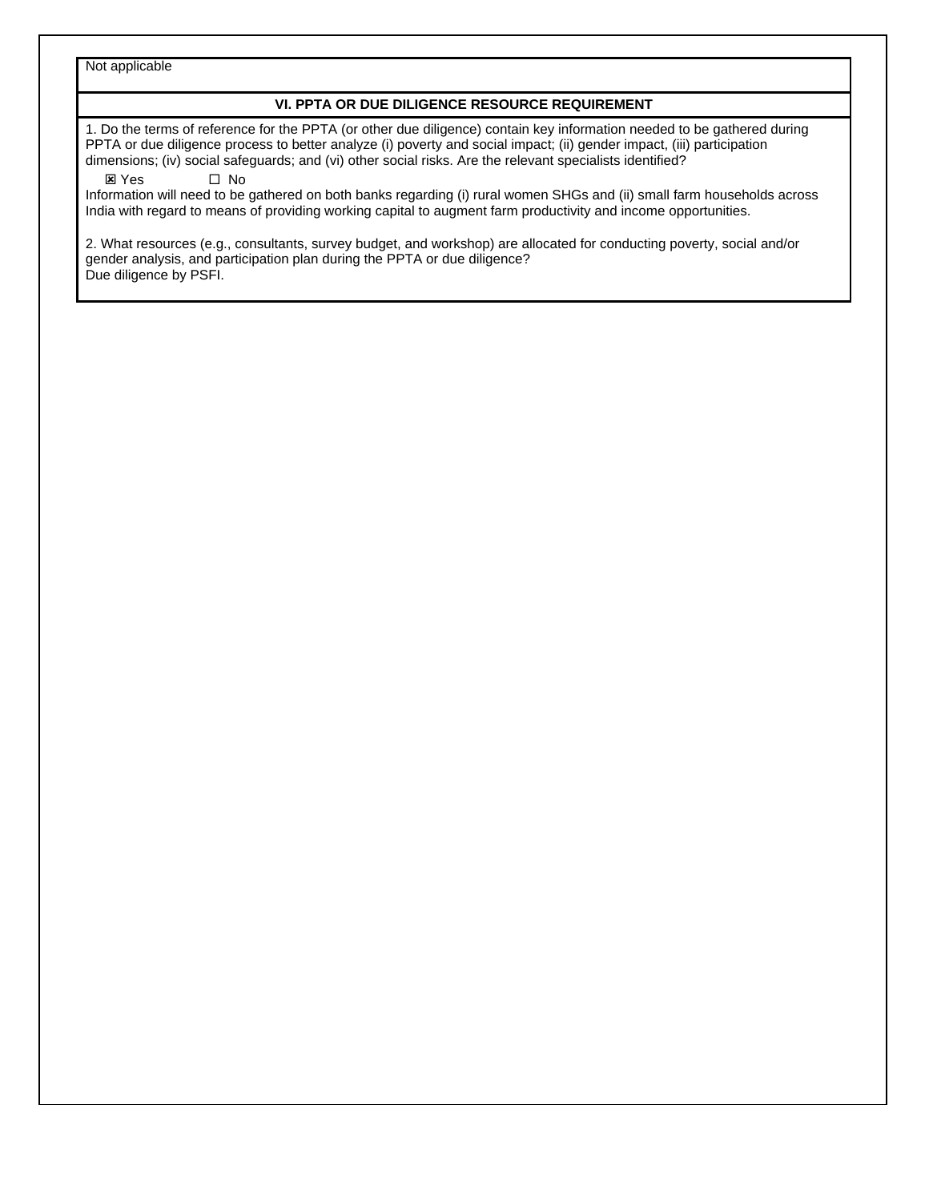Not applicable

## VI. PPTA OR DUE DILIGENCE RESOURCE REQUIREMENT

1. Do the terms of reference for the PPTA (or other due diligence) contain key information needed to be gathered during PPTA or due diligence process to better analyze (i) poverty and social impact; (ii) gender impact, (iii) participation dimensions; (iv) social safeguards; and (vi) other social risks. Are the relevant specialists identified?

☒ Yes ☐ No

Information will need to be gathered on both banks regarding (i) rural women SHGs and (ii) small farm households across India with regard to means of providing working capital to augment farm productivity and income opportunities.

2. What resources (e.g., consultants, survey budget, and workshop) are allocated for conducting poverty, social and/or gender analysis, and participation plan during the PPTA or due diligence?

Due diligence by PSFI.